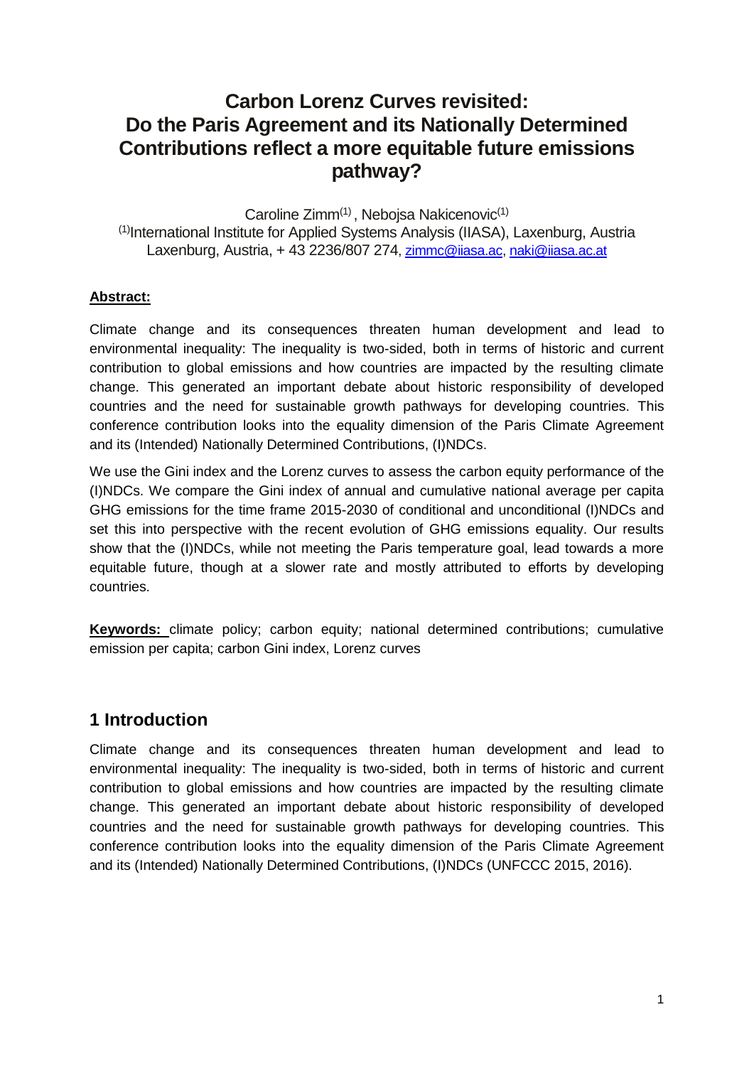# Carbon Lorenz Curves revisited: Do the Paris Agreement and its Nationally Determined Contributions reflect a more equitable future emissions pathway?

Caroline Zimm[(1)], Nebojsa Nakicenovic[(1)]
[(1)]International Institute for Applied Systems Analysis (IIASA), Laxenburg, Austria
Laxenburg, Austria, + 43 2236/807 274, zimmc@iiasa.ac, naki@iiasa.ac.at

**Abstract:**

Climate change and its consequences threaten human development and lead to environmental inequality: The inequality is two-sided, both in terms of historic and current contribution to global emissions and how countries are impacted by the resulting climate change. This generated an important debate about historic responsibility of developed countries and the need for sustainable growth pathways for developing countries. This conference contribution looks into the equality dimension of the Paris Climate Agreement and its (Intended) Nationally Determined Contributions, (I)NDCs.

We use the Gini index and the Lorenz curves to assess the carbon equity performance of the (I)NDCs. We compare the Gini index of annual and cumulative national average per capita GHG emissions for the time frame 2015-2030 of conditional and unconditional (I)NDCs and set this into perspective with the recent evolution of GHG emissions equality. Our results show that the (I)NDCs, while not meeting the Paris temperature goal, lead towards a more equitable future, though at a slower rate and mostly attributed to efforts by developing countries.

**Keywords:** climate policy; carbon equity; national determined contributions; cumulative emission per capita; carbon Gini index, Lorenz curves

## 1 Introduction

Climate change and its consequences threaten human development and lead to environmental inequality: The inequality is two-sided, both in terms of historic and current contribution to global emissions and how countries are impacted by the resulting climate change. This generated an important debate about historic responsibility of developed countries and the need for sustainable growth pathways for developing countries. This conference contribution looks into the equality dimension of the Paris Climate Agreement and its (Intended) Nationally Determined Contributions, (I)NDCs (UNFCCC 2015, 2016).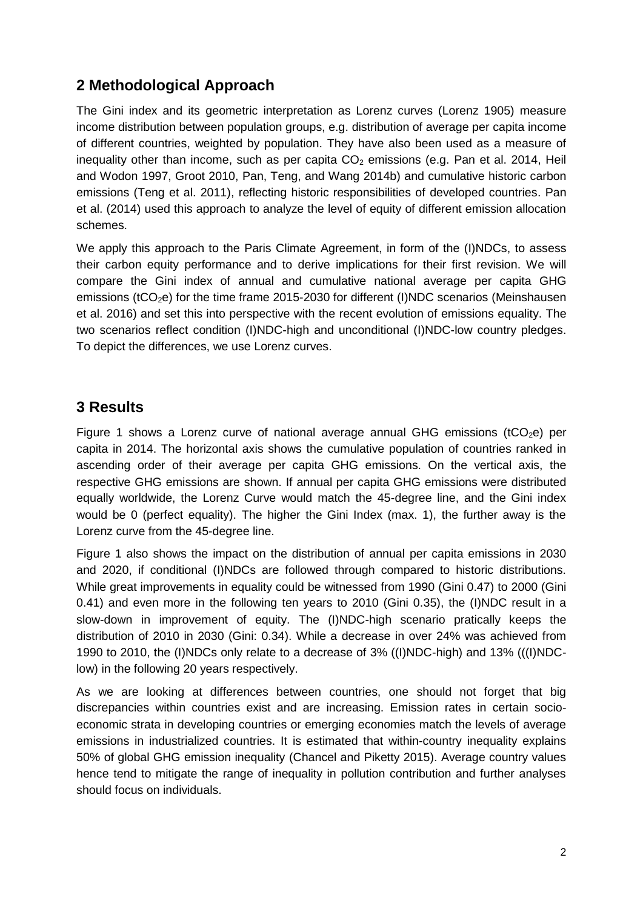## 2 Methodological Approach

The Gini index and its geometric interpretation as Lorenz curves (Lorenz 1905) measure income distribution between population groups, e.g. distribution of average per capita income of different countries, weighted by population. They have also been used as a measure of inequality other than income, such as per capita $CO_2$ emissions (e.g. Pan et al. 2014, Heil and Wodon 1997, Groot 2010, Pan, Teng, and Wang 2014b) and cumulative historic carbon emissions (Teng et al. 2011), reflecting historic responsibilities of developed countries. Pan et al. (2014) used this approach to analyze the level of equity of different emission allocation schemes.

We apply this approach to the Paris Climate Agreement, in form of the (I)NDCs, to assess their carbon equity performance and to derive implications for their first revision. We will compare the Gini index of annual and cumulative national average per capita GHG emissions ($tCO_2e$) for the time frame 2015-2030 for different (I)NDC scenarios (Meinshausen et al. 2016) and set this into perspective with the recent evolution of emissions equality. The two scenarios reflect condition (I)NDC-high and unconditional (I)NDC-low country pledges. To depict the differences, we use Lorenz curves.

## 3 Results

Figure 1 shows a Lorenz curve of national average annual GHG emissions ($tCO_2e$) per capita in 2014. The horizontal axis shows the cumulative population of countries ranked in ascending order of their average per capita GHG emissions. On the vertical axis, the respective GHG emissions are shown. If annual per capita GHG emissions were distributed equally worldwide, the Lorenz Curve would match the 45-degree line, and the Gini index would be 0 (perfect equality). The higher the Gini Index (max. 1), the further away is the Lorenz curve from the 45-degree line.

Figure 1 also shows the impact on the distribution of annual per capita emissions in 2030 and 2020, if conditional (I)NDCs are followed through compared to historic distributions. While great improvements in equality could be witnessed from 1990 (Gini 0.47) to 2000 (Gini 0.41) and even more in the following ten years to 2010 (Gini 0.35), the (I)NDC result in a slow-down in improvement of equity. The (I)NDC-high scenario pratically keeps the distribution of 2010 in 2030 (Gini: 0.34). While a decrease in over 24% was achieved from 1990 to 2010, the (I)NDCs only relate to a decrease of 3% ((I)NDC-high) and 13% (((I)NDC-low) in the following 20 years respectively.

As we are looking at differences between countries, one should not forget that big discrepancies within countries exist and are increasing. Emission rates in certain socio-economic strata in developing countries or emerging economies match the levels of average emissions in industrialized countries. It is estimated that within-country inequality explains 50% of global GHG emission inequality (Chancel and Piketty 2015). Average country values hence tend to mitigate the range of inequality in pollution contribution and further analyses should focus on individuals.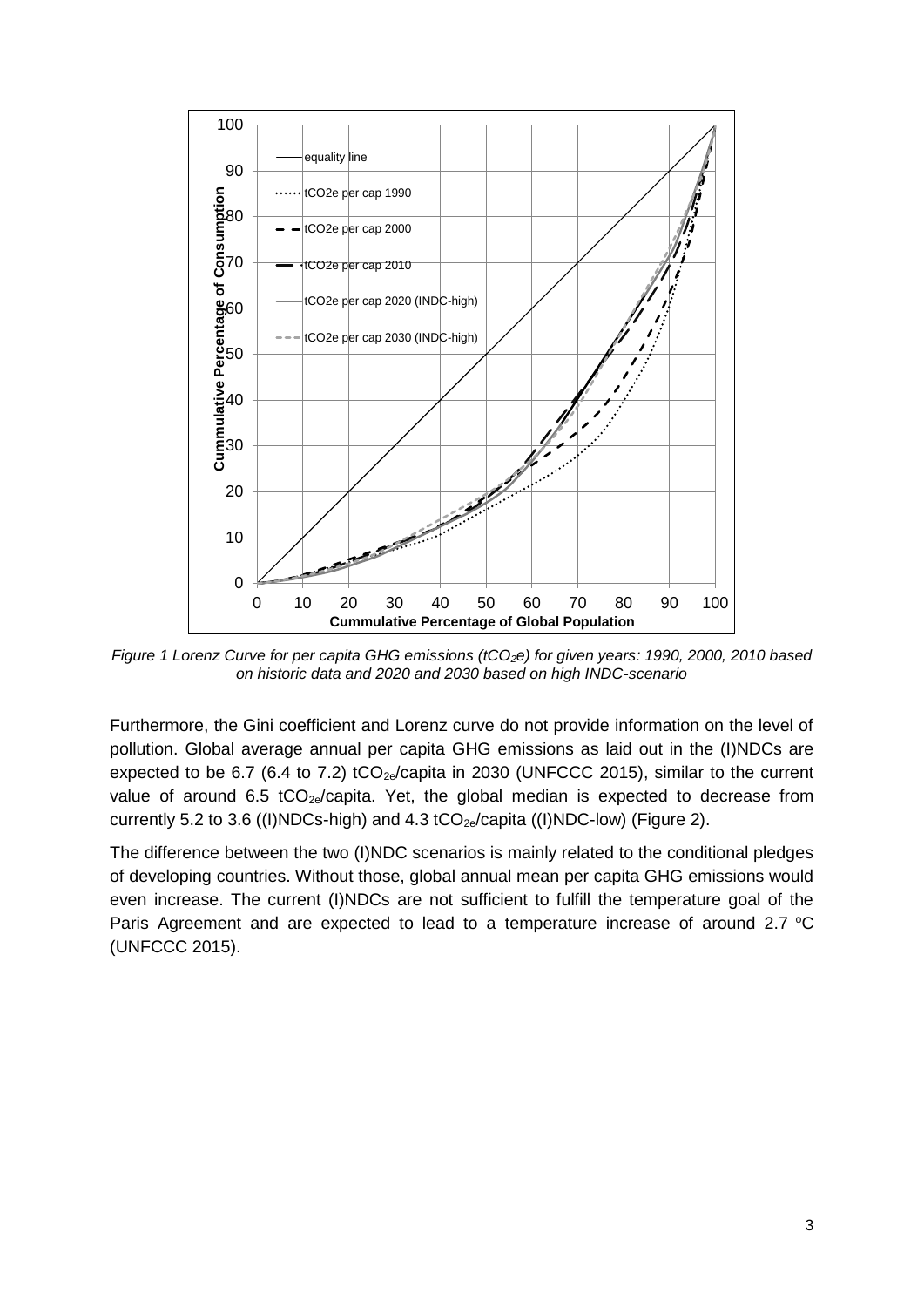*Figure 1 Lorenz Curve for per capita GHG emissions ($tCO_2e$) for given years: 1990, 2000, 2010 based on historic data and 2020 and 2030 based on high INDC-scenario*

Furthermore, the Gini coefficient and Lorenz curve do not provide information on the level of pollution. Global average annual per capita GHG emissions as laid out in the (I)NDCs are expected to be 6.7 (6.4 to 7.2) $tCO_{2e}$/capita in 2030 (UNFCCC 2015), similar to the current value of around 6.5 $tCO_{2e}$/capita. Yet, the global median is expected to decrease from currently 5.2 to 3.6 ((I)NDCs-high) and 4.3 $tCO_{2e}$/capita ((I)NDC-low) (Figure 2).

The difference between the two (I)NDC scenarios is mainly related to the conditional pledges of developing countries. Without those, global annual mean per capita GHG emissions would even increase. The current (I)NDCs are not sufficient to fulfill the temperature goal of the Paris Agreement and are expected to lead to a temperature increase of around 2.7 $^{o}$C (UNFCCC 2015).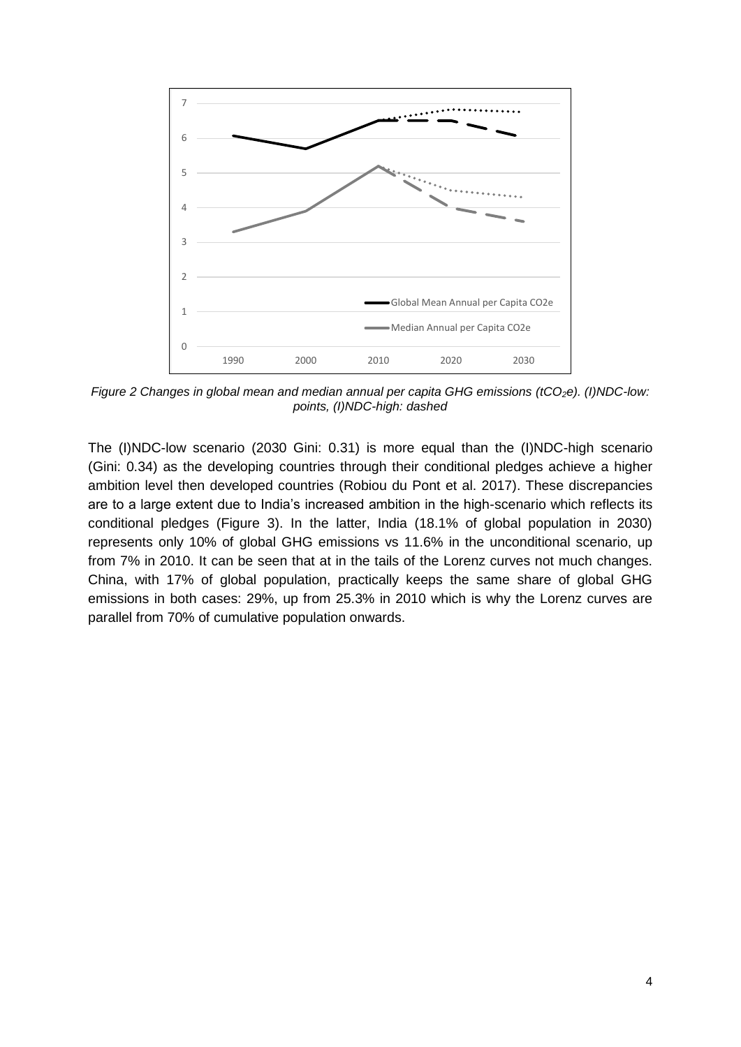*Figure 2 Changes in global mean and median annual per capita GHG emissions ($tCO_2e$). (I)NDC-low: points, (I)NDC-high: dashed*

The (I)NDC-low scenario (2030 Gini: 0.31) is more equal than the (I)NDC-high scenario (Gini: 0.34) as the developing countries through their conditional pledges achieve a higher ambition level then developed countries (Robiou du Pont et al. 2017). These discrepancies are to a large extent due to India's increased ambition in the high-scenario which reflects its conditional pledges (Figure 3). In the latter, India (18.1% of global population in 2030) represents only 10% of global GHG emissions vs 11.6% in the unconditional scenario, up from 7% in 2010. It can be seen that at in the tails of the Lorenz curves not much changes. China, with 17% of global population, practically keeps the same share of global GHG emissions in both cases: 29%, up from 25.3% in 2010 which is why the Lorenz curves are parallel from 70% of cumulative population onwards.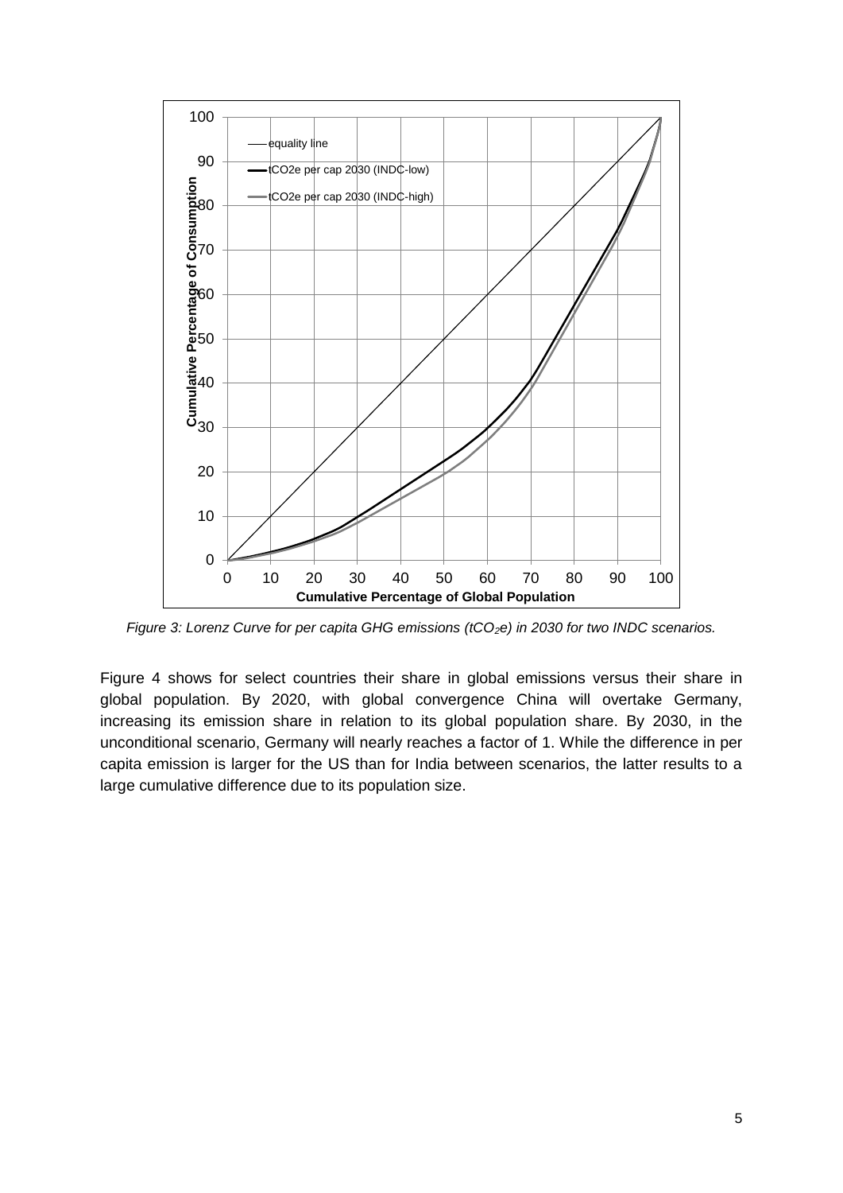*Figure 3: Lorenz Curve for per capita GHG emissions ($tCO_2e$) in 2030 for two INDC scenarios.*

Figure 4 shows for select countries their share in global emissions versus their share in global population. By 2020, with global convergence China will overtake Germany, increasing its emission share in relation to its global population share. By 2030, in the unconditional scenario, Germany will nearly reaches a factor of 1. While the difference in per capita emission is larger for the US than for India between scenarios, the latter results to a large cumulative difference due to its population size.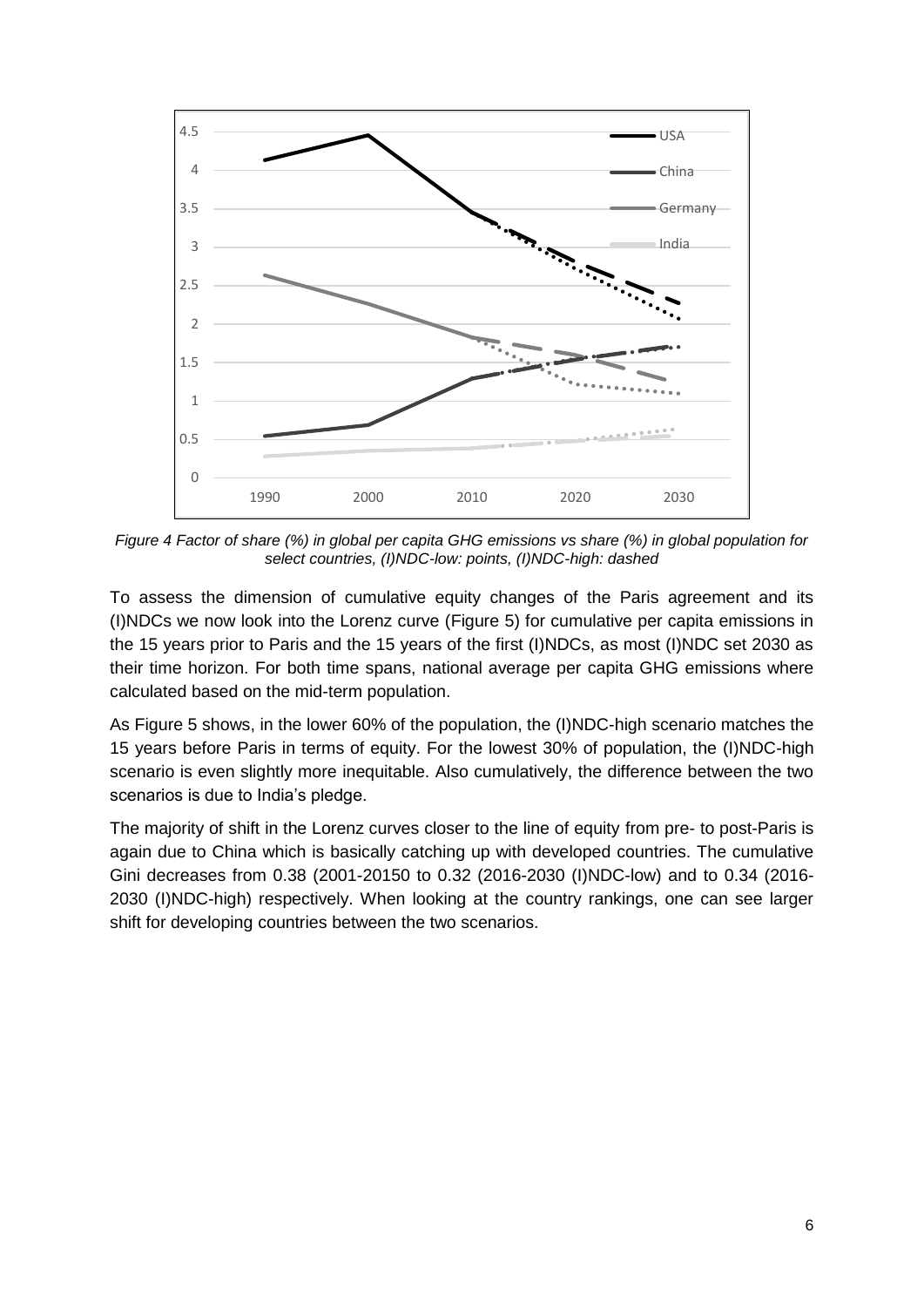*Figure 4 Factor of share (%) in global per capita GHG emissions vs share (%) in global population for select countries, (I)NDC-low: points, (I)NDC-high: dashed*

To assess the dimension of cumulative equity changes of the Paris agreement and its (I)NDCs we now look into the Lorenz curve (Figure 5) for cumulative per capita emissions in the 15 years prior to Paris and the 15 years of the first (I)NDCs, as most (I)NDC set 2030 as their time horizon. For both time spans, national average per capita GHG emissions where calculated based on the mid-term population.

As Figure 5 shows, in the lower 60% of the population, the (I)NDC-high scenario matches the 15 years before Paris in terms of equity. For the lowest 30% of population, the (I)NDC-high scenario is even slightly more inequitable. Also cumulatively, the difference between the two scenarios is due to India's pledge.

The majority of shift in the Lorenz curves closer to the line of equity from pre- to post-Paris is again due to China which is basically catching up with developed countries. The cumulative Gini decreases from 0.38 (2001-20150 to 0.32 (2016-2030 (I)NDC-low) and to 0.34 (2016-2030 (I)NDC-high) respectively. When looking at the country rankings, one can see larger shift for developing countries between the two scenarios.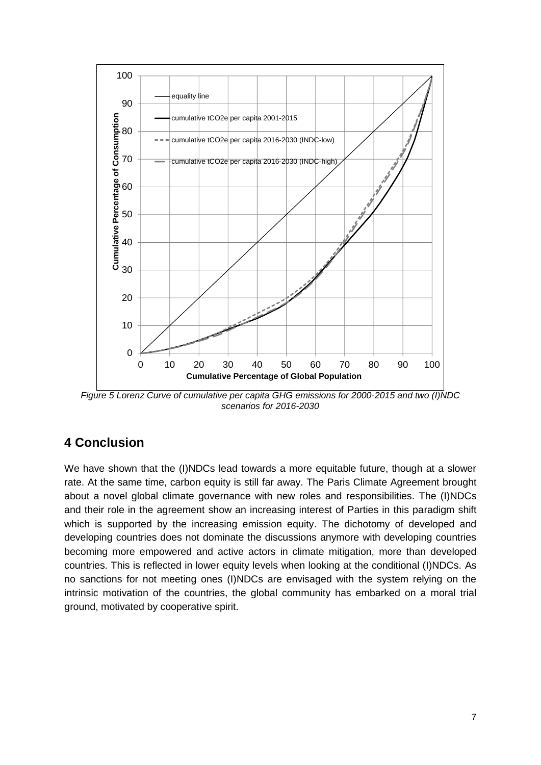*Figure 5 Lorenz Curve of cumulative per capita GHG emissions for 2000-2015 and two (I)NDC scenarios for 2016-2030*

## 4 Conclusion

We have shown that the (I)NDCs lead towards a more equitable future, though at a slower rate. At the same time, carbon equity is still far away. The Paris Climate Agreement brought about a novel global climate governance with new roles and responsibilities. The (I)NDCs and their role in the agreement show an increasing interest of Parties in this paradigm shift which is supported by the increasing emission equity. The dichotomy of developed and developing countries does not dominate the discussions anymore with developing countries becoming more empowered and active actors in climate mitigation, more than developed countries. This is reflected in lower equity levels when looking at the conditional (I)NDCs. As no sanctions for not meeting ones (I)NDCs are envisaged with the system relying on the intrinsic motivation of the countries, the global community has embarked on a moral trial ground, motivated by cooperative spirit.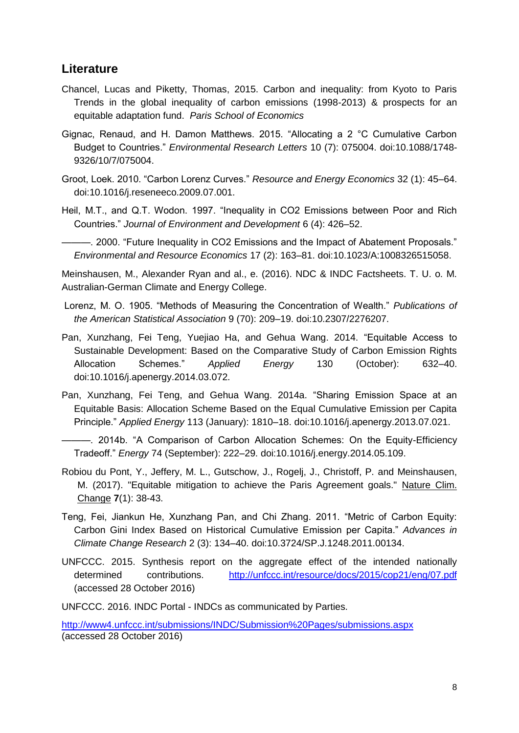## Literature

Chancel, Lucas and Piketty, Thomas, 2015. Carbon and inequality: from Kyoto to Paris Trends in the global inequality of carbon emissions (1998-2013) & prospects for an equitable adaptation fund. *Paris School of Economics*

Gignac, Renaud, and H. Damon Matthews. 2015. "Allocating a 2 °C Cumulative Carbon Budget to Countries." *Environmental Research Letters* 10 (7): 075004. doi:10.1088/1748-9326/10/7/075004.

Groot, Loek. 2010. "Carbon Lorenz Curves." *Resource and Energy Economics* 32 (1): 45–64. doi:10.1016/j.reseneeco.2009.07.001.

Heil, M.T., and Q.T. Wodon. 1997. "Inequality in CO2 Emissions between Poor and Rich Countries." *Journal of Environment and Development* 6 (4): 426–52.

———. 2000. "Future Inequality in CO2 Emissions and the Impact of Abatement Proposals." *Environmental and Resource Economics* 17 (2): 163–81. doi:10.1023/A:1008326515058.

Meinshausen, M., Alexander Ryan and al., e. (2016). NDC & INDC Factsheets. T. U. o. M. Australian-German Climate and Energy College.

Lorenz, M. O. 1905. "Methods of Measuring the Concentration of Wealth." *Publications of the American Statistical Association* 9 (70): 209–19. doi:10.2307/2276207.

Pan, Xunzhang, Fei Teng, Yuejiao Ha, and Gehua Wang. 2014. "Equitable Access to Sustainable Development: Based on the Comparative Study of Carbon Emission Rights Allocation Schemes." *Applied Energy* 130 (October): 632–40. doi:10.1016/j.apenergy.2014.03.072.

Pan, Xunzhang, Fei Teng, and Gehua Wang. 2014a. "Sharing Emission Space at an Equitable Basis: Allocation Scheme Based on the Equal Cumulative Emission per Capita Principle." *Applied Energy* 113 (January): 1810–18. doi:10.1016/j.apenergy.2013.07.021.

———. 2014b. "A Comparison of Carbon Allocation Schemes: On the Equity-Efficiency Tradeoff." *Energy* 74 (September): 222–29. doi:10.1016/j.energy.2014.05.109.

Robiou du Pont, Y., Jeffery, M. L., Gutschow, J., Rogelj, J., Christoff, P. and Meinshausen, M. (2017). "Equitable mitigation to achieve the Paris Agreement goals." Nature Clim. Change **7**(1): 38-43.

Teng, Fei, Jiankun He, Xunzhang Pan, and Chi Zhang. 2011. "Metric of Carbon Equity: Carbon Gini Index Based on Historical Cumulative Emission per Capita." *Advances in Climate Change Research* 2 (3): 134–40. doi:10.3724/SP.J.1248.2011.00134.

UNFCCC. 2015. Synthesis report on the aggregate effect of the intended nationally determined contributions. http://unfccc.int/resource/docs/2015/cop21/eng/07.pdf (accessed 28 October 2016)

UNFCCC. 2016. INDC Portal - INDCs as communicated by Parties.

http://www4.unfccc.int/submissions/INDC/Submission%20Pages/submissions.aspx (accessed 28 October 2016)